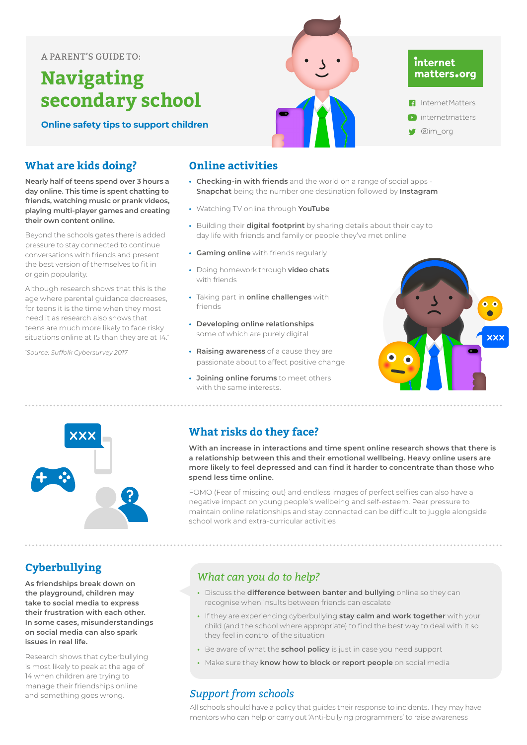A PARENT'S GUIDE TO:

# Navigating secondary school

**Online safety tips to support children**

internet matters.org

InternetMatters
internetmatters
@im_org

## What are kids doing?

**Nearly half of teens spend over 3 hours a day online. This time is spent chatting to friends, watching music or prank videos, playing multi-player games and creating their own content online.**

Beyond the schools gates there is added pressure to stay connected to continue conversations with friends and present the best version of themselves to fit in or gain popularity.

Although research shows that this is the age where parental guidance decreases, for teens it is the time when they most need it as research also shows that teens are much more likely to face risky situations online at 15 than they are at 14.*

*Source: Suffolk Cybersurvey 2017*

## Online activities

- **Checking-in with friends** and the world on a range of social apps - **Snapchat** being the number one destination followed by **Instagram**
- Watching TV online through **YouTube**
- Building their **digital footprint** by sharing details about their day to day life with friends and family or people they've met online
- **Gaming online** with friends regularly
- Doing homework through **video chats** with friends
- Taking part in **online challenges** with friends
- **Developing online relationships** some of which are purely digital
- **Raising awareness** of a cause they are passionate about to affect positive change
- **Joining online forums** to meet others with the same interests.

## What risks do they face?

**With an increase in interactions and time spent online research shows that there is a relationship between this and their emotional wellbeing. Heavy online users are more likely to feel depressed and can find it harder to concentrate than those who spend less time online.**

FOMO (Fear of missing out) and endless images of perfect selfies can also have a negative impact on young people's wellbeing and self-esteem. Peer pressure to maintain online relationships and stay connected can be difficult to juggle alongside school work and extra-curricular activities

## Cyberbullying

**As friendships break down on the playground, children may take to social media to express their frustration with each other. In some cases, misunderstandings on social media can also spark issues in real life.**

Research shows that cyberbullying is most likely to peak at the age of 14 when children are trying to manage their friendships online and something goes wrong.

### *What can you do to help?*

- Discuss the **difference between banter and bullying** online so they can recognise when insults between friends can escalate
- If they are experiencing cyberbullying **stay calm and work together** with your child (and the school where appropriate) to find the best way to deal with it so they feel in control of the situation
- Be aware of what the **school policy** is just in case you need support
- Make sure they **know how to block or report people** on social media

### *Support from schools*

All schools should have a policy that guides their response to incidents. They may have mentors who can help or carry out 'Anti-bullying programmers' to raise awareness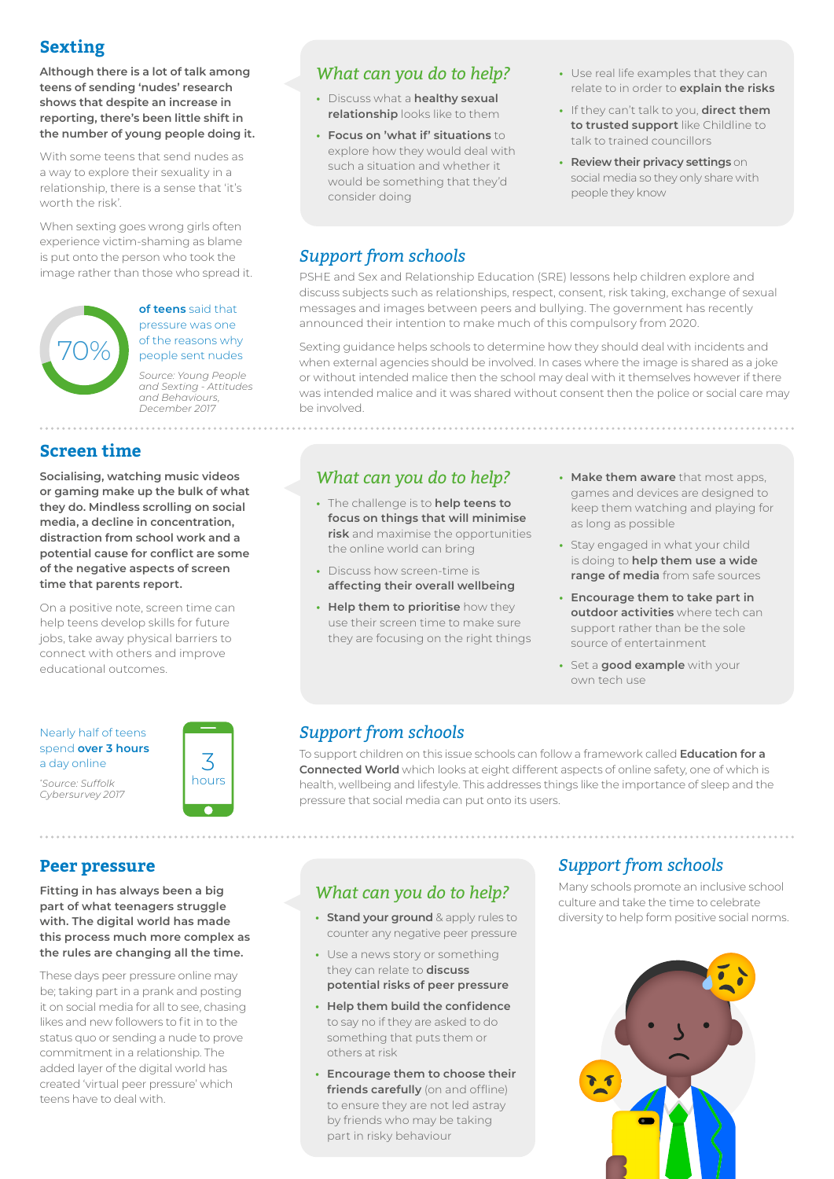## Sexting

**Although there is a lot of talk among teens of sending 'nudes' research shows that despite an increase in reporting, there's been little shift in the number of young people doing it.**

With some teens that send nudes as a way to explore their sexuality in a relationship, there is a sense that 'it's worth the risk'.

When sexting goes wrong girls often experience victim-shaming as blame is put onto the person who took the image rather than those who spread it.

70%

**of teens** said that pressure was one of the reasons why people sent nudes

*Source: Young People and Sexting - Attitudes and Behaviours, December 2017*

### *What can you do to help?*

- Discuss what a **healthy sexual relationship** looks like to them
- **Focus on 'what if' situations** to explore how they would deal with such a situation and whether it would be something that they'd consider doing
- Use real life examples that they can relate to in order to **explain the risks**
- If they can't talk to you, **direct them to trusted support** like Childline to talk to trained councillors
- **Review their privacy settings** on social media so they only share with people they know

### *Support from schools*

PSHE and Sex and Relationship Education (SRE) lessons help children explore and discuss subjects such as relationships, respect, consent, risk taking, exchange of sexual messages and images between peers and bullying. The government has recently announced their intention to make much of this compulsory from 2020.

Sexting guidance helps schools to determine how they should deal with incidents and when external agencies should be involved. In cases where the image is shared as a joke or without intended malice then the school may deal with it themselves however if there was intended malice and it was shared without consent then the police or social care may be involved.

## Screen time

**Socialising, watching music videos or gaming make up the bulk of what they do. Mindless scrolling on social media, a decline in concentration, distraction from school work and a potential cause for conflict are some of the negative aspects of screen time that parents report.**

On a positive note, screen time can help teens develop skills for future jobs, take away physical barriers to connect with others and improve educational outcomes.

Nearly half of teens spend **over 3 hours** a day online

*\*Source: Suffolk Cybersurvey 2017*

3 hours

### *What can you do to help?*

- The challenge is to **help teens to focus on things that will minimise risk** and maximise the opportunities the online world can bring
- Discuss how screen-time is **affecting their overall wellbeing**
- **Help them to prioritise** how they use their screen time to make sure they are focusing on the right things
- **Make them aware** that most apps, games and devices are designed to keep them watching and playing for as long as possible
- Stay engaged in what your child is doing to **help them use a wide range of media** from safe sources
- **Encourage them to take part in outdoor activities** where tech can support rather than be the sole source of entertainment
- Set a **good example** with your own tech use

### *Support from schools*

To support children on this issue schools can follow a framework called **Education for a Connected World** which looks at eight different aspects of online safety, one of which is health, wellbeing and lifestyle. This addresses things like the importance of sleep and the pressure that social media can put onto its users.

## Peer pressure

**Fitting in has always been a big part of what teenagers struggle with. The digital world has made this process much more complex as the rules are changing all the time.**

These days peer pressure online may be; taking part in a prank and posting it on social media for all to see, chasing likes and new followers to fit in to the status quo or sending a nude to prove commitment in a relationship. The added layer of the digital world has created 'virtual peer pressure' which teens have to deal with.

### *What can you do to help?*

- **Stand your ground** & apply rules to counter any negative peer pressure
- Use a news story or something they can relate to **discuss potential risks of peer pressure**
- **Help them build the confidence** to say no if they are asked to do something that puts them or others at risk
- **Encourage them to choose their friends carefully** (on and offline) to ensure they are not led astray by friends who may be taking part in risky behaviour

### *Support from schools*

Many schools promote an inclusive school culture and take the time to celebrate diversity to help form positive social norms.